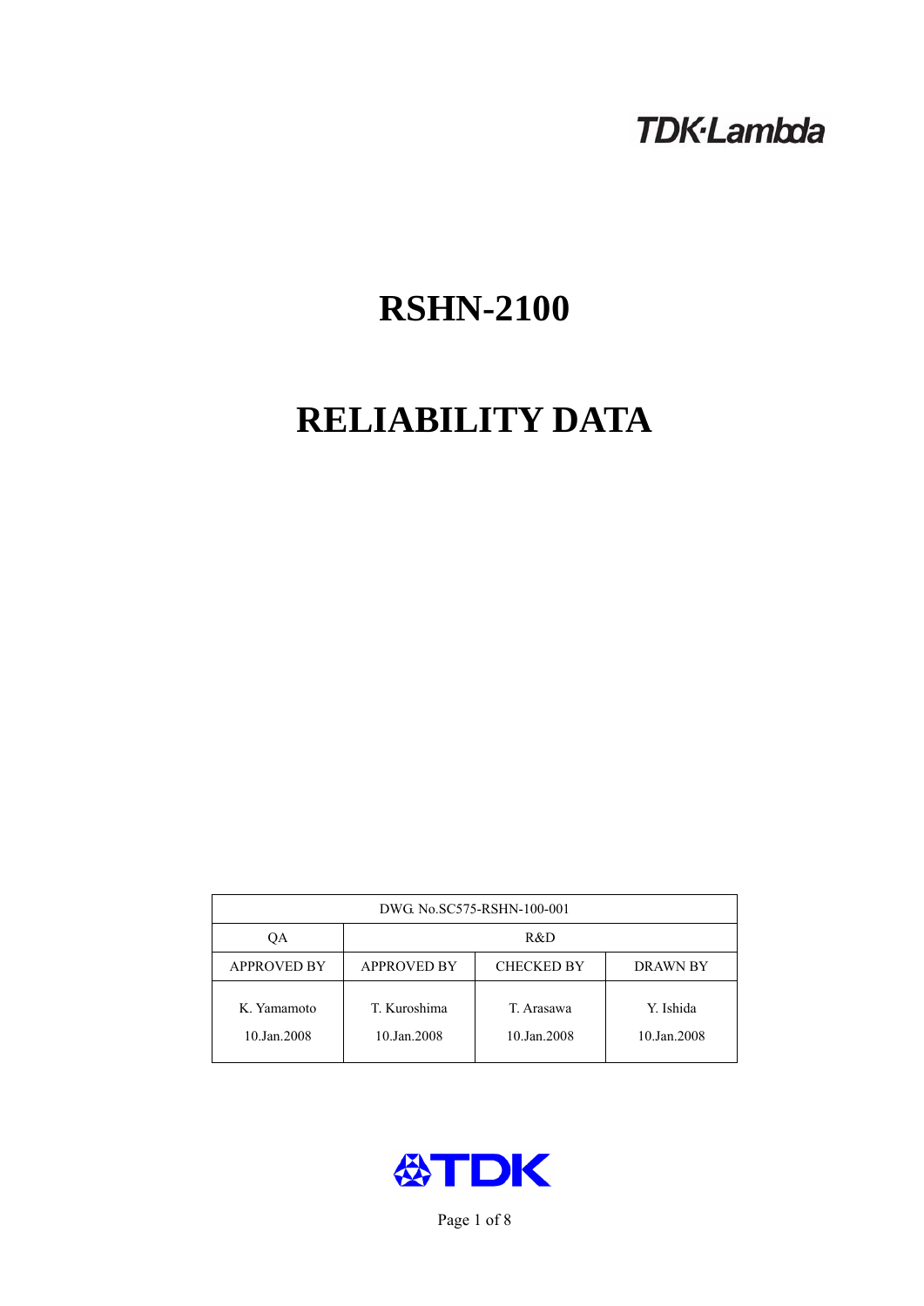TDK·Lambda

# RSHN-2100

# RELIABILITY DATA

| DWG. No.SC575-RSHN-100-001 | | | |
|---|---|---|---|
| QA | R&D | | |
| APPROVED BY | APPROVED BY | CHECKED BY | DRAWN BY |
| K. Yamamoto<br>10.Jan.2008 | T. Kuroshima<br>10.Jan.2008 | T. Arasawa<br>10.Jan.2008 | Y. Ishida<br>10.Jan.2008 |

TDK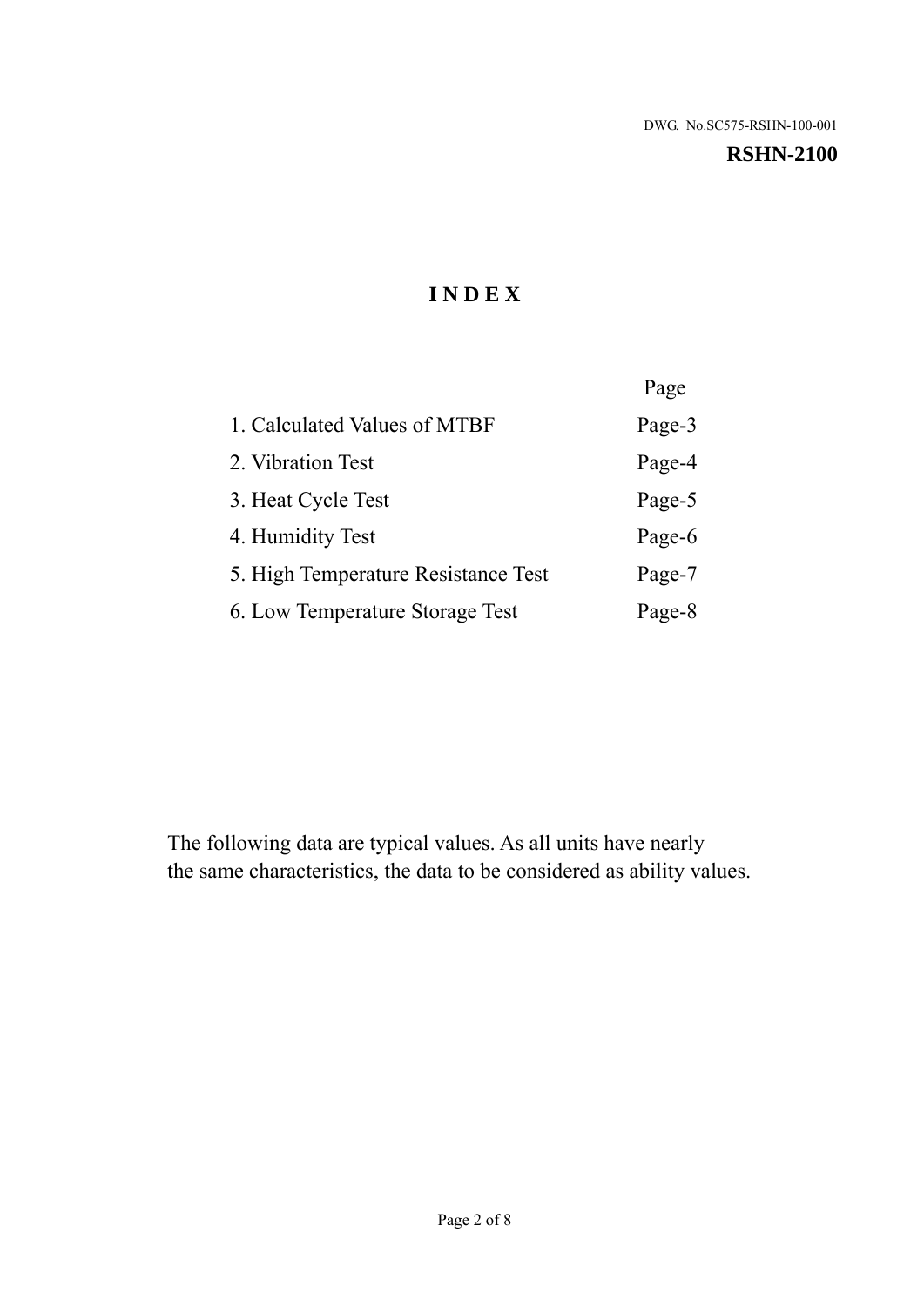DWG. No.SC575-RSHN-100-001

**RSHN-2100**

# INDEX

| | Page |
|---|---|
| 1. Calculated Values of MTBF | Page-3 |
| 2. Vibration Test | Page-4 |
| 3. Heat Cycle Test | Page-5 |
| 4. Humidity Test | Page-6 |
| 5. High Temperature Resistance Test | Page-7 |
| 6. Low Temperature Storage Test | Page-8 |

The following data are typical values. As all units have nearly the same characteristics, the data to be considered as ability values.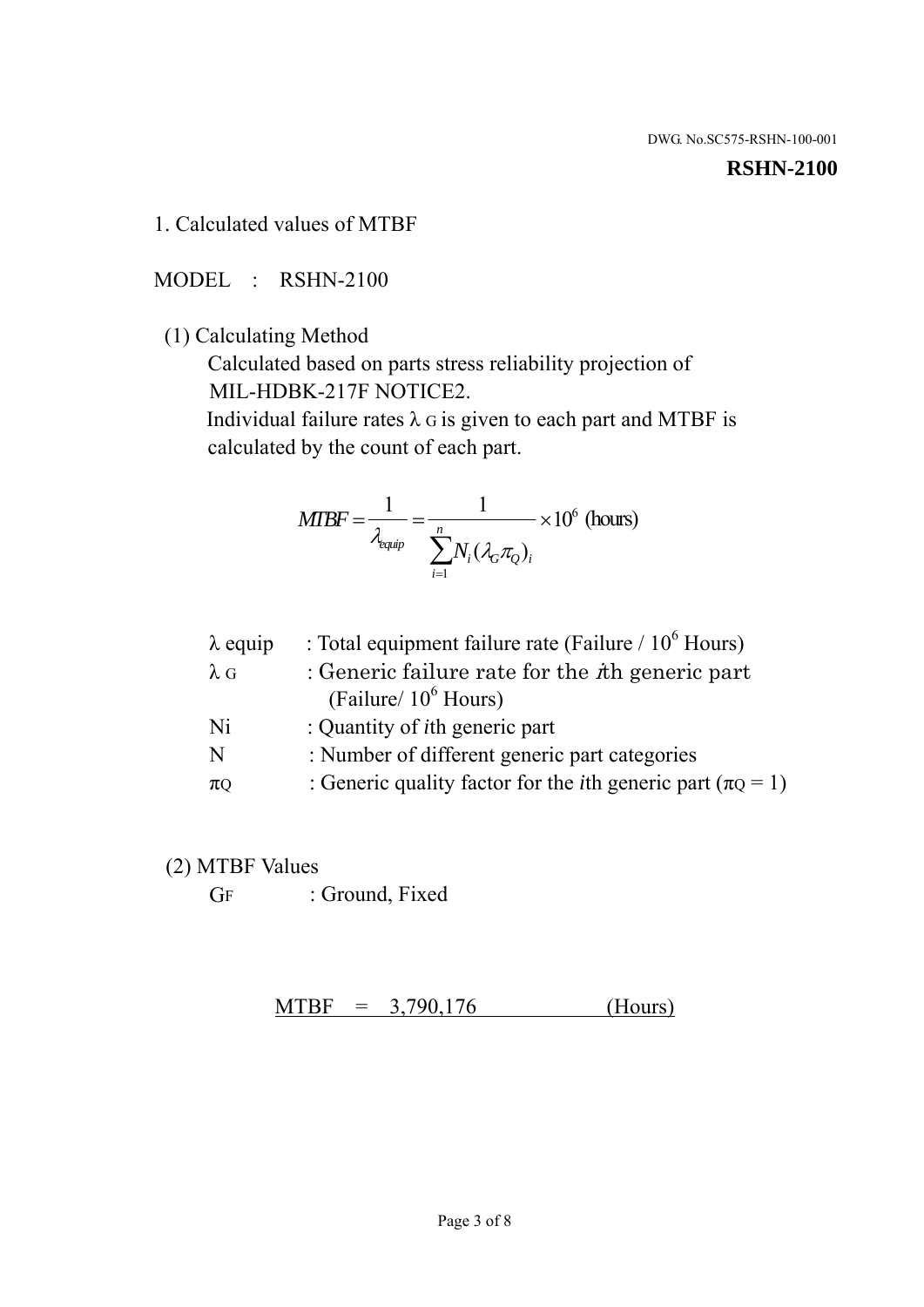DWG. No.SC575-RSHN-100-001

**RSHN-2100**

## 1. Calculated values of MTBF

MODEL : RSHN-2100

(1) Calculating Method

Calculated based on parts stress reliability projection of MIL-HDBK-217F NOTICE2.

Individual failure rates $\lambda_G$ is given to each part and MTBF is calculated by the count of each part.

$$MTBF = \frac{1}{\lambda_{equip}} = \frac{1}{\sum_{i=1}^{n} N_i (\lambda_G \pi_Q)_i} \times 10^6 \text{ (hours)}$$

| | |
|---|---|
| $\lambda_{equip}$ | : Total equipment failure rate (Failure / $10^6$ Hours) |
| $\lambda_G$ | : Generic failure rate for the $i$th generic part (Failure/ $10^6$ Hours) |
| Ni | : Quantity of $i$th generic part |
| N | : Number of different generic part categories |
| $\pi_Q$ | : Generic quality factor for the $i$th generic part ($\pi_Q = 1$) |

(2) MTBF Values

$G_F$ : Ground, Fixed

MTBF = 3,790,176 (Hours)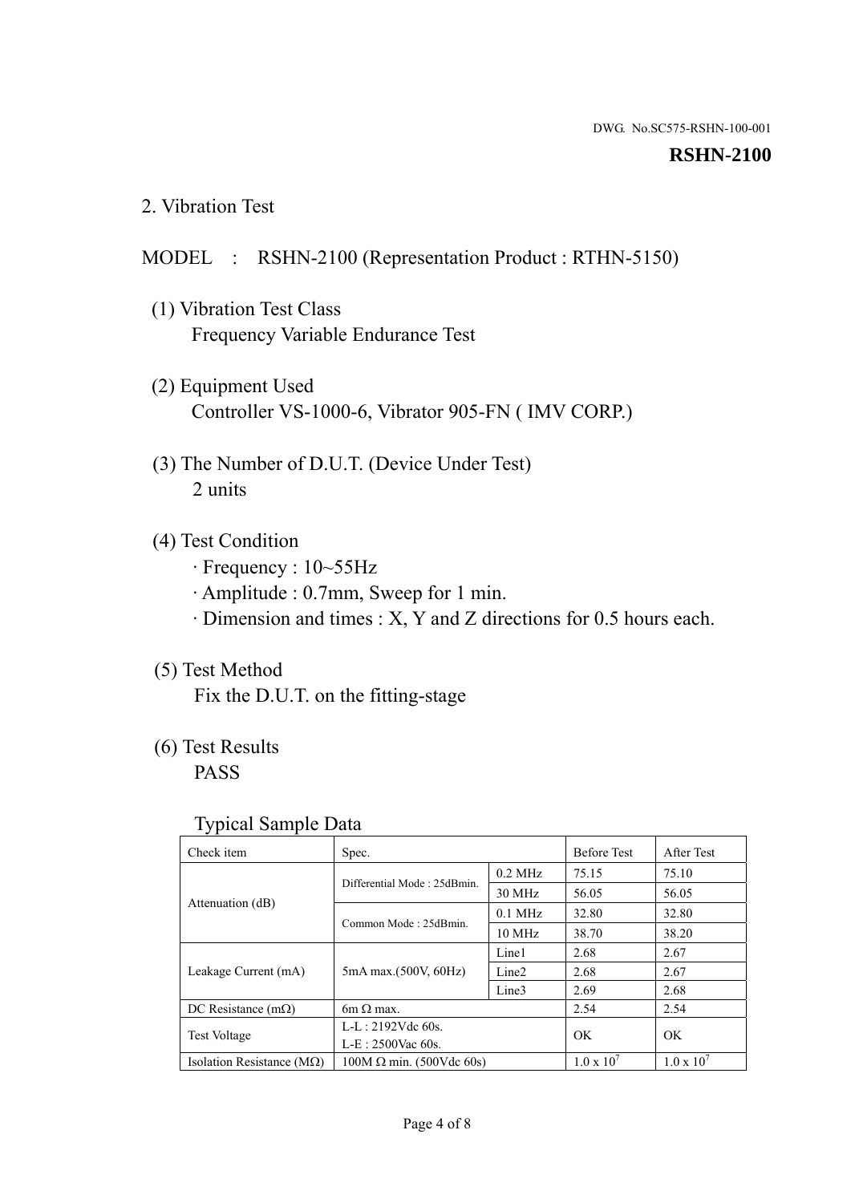DWG. No.SC575-RSHN-100-001

**RSHN-2100**

## 2. Vibration Test

MODEL : RSHN-2100 (Representation Product : RTHN-5150)

(1) Vibration Test Class
Frequency Variable Endurance Test

(2) Equipment Used
Controller VS-1000-6, Vibrator 905-FN ( IMV CORP.)

(3) The Number of D.U.T. (Device Under Test)
2 units

(4) Test Condition
· Frequency : 10~55Hz
· Amplitude : 0.7mm, Sweep for 1 min.
· Dimension and times : X, Y and Z directions for 0.5 hours each.

(5) Test Method
Fix the D.U.T. on the fitting-stage

(6) Test Results
PASS

Typical Sample Data

| Check item | Spec. | | Before Test | After Test |
|---|---|---|---|---|
| Attenuation (dB) | Differential Mode : 25dBmin. | 0.2 MHz | 75.15 | 75.10 |
| | | 30 MHz | 56.05 | 56.05 |
| | Common Mode : 25dBmin. | 0.1 MHz | 32.80 | 32.80 |
| | | 10 MHz | 38.70 | 38.20 |
| Leakage Current (mA) | 5mA max.(500V, 60Hz) | Line1 | 2.68 | 2.67 |
| | | Line2 | 2.68 | 2.67 |
| | | Line3 | 2.69 | 2.68 |
| DC Resistance (mΩ) | 6m Ω max. | | 2.54 | 2.54 |
| Test Voltage | L-L : 2192Vdc 60s. L-E : 2500Vac 60s. | | OK | OK |
| Isolation Resistance (MΩ) | 100M Ω min. (500Vdc 60s) | | $1.0 \times 10^7$ | $1.0 \times 10^7$ |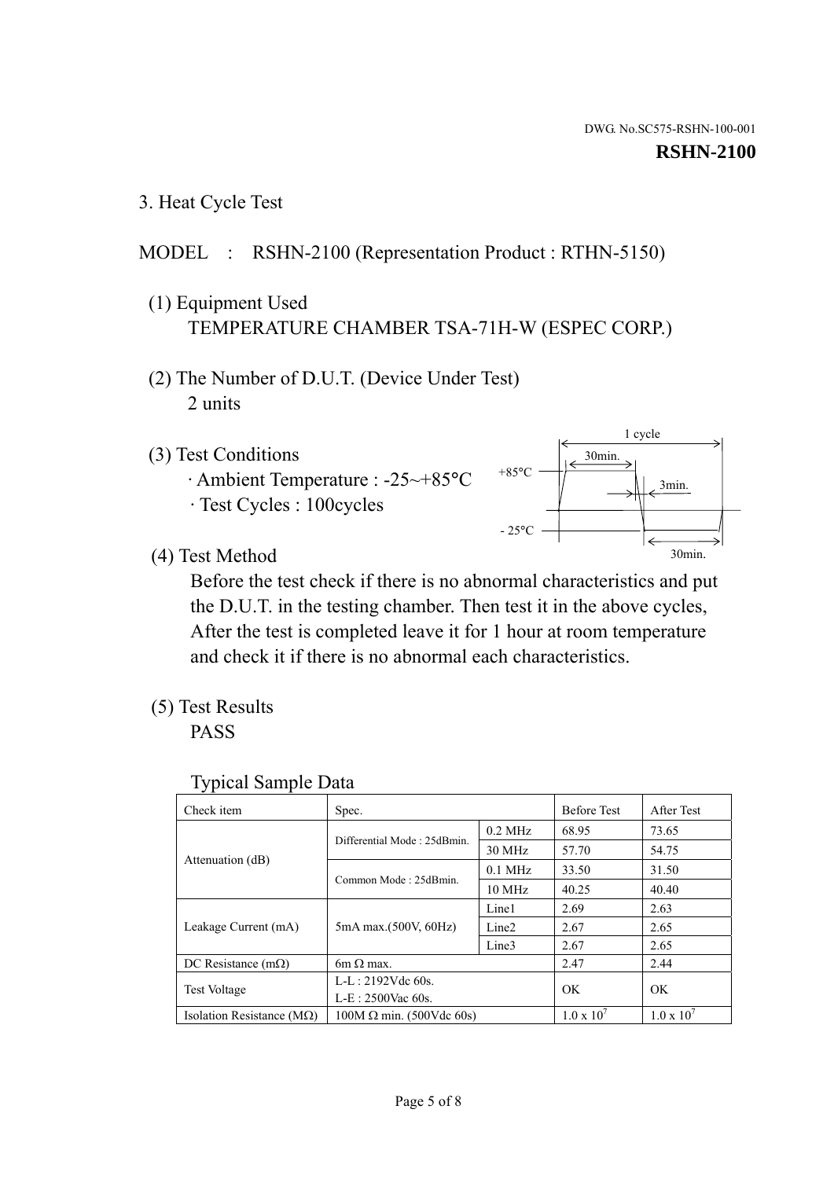DWG. No.SC575-RSHN-100-001

**RSHN-2100**

## 3. Heat Cycle Test

MODEL : RSHN-2100 (Representation Product : RTHN-5150)

(1) Equipment Used

TEMPERATURE CHAMBER TSA-71H-W (ESPEC CORP.)

(2) The Number of D.U.T. (Device Under Test)

2 units

(3) Test Conditions

· Ambient Temperature : -25~+85°C

· Test Cycles : 100cycles

1 cycle: +85°C 30min., 3min., -25°C 30min.

(4) Test Method

Before the test check if there is no abnormal characteristics and put the D.U.T. in the testing chamber. Then test it in the above cycles, After the test is completed leave it for 1 hour at room temperature and check it if there is no abnormal each characteristics.

(5) Test Results

PASS

Typical Sample Data

| Check item | Spec. | | Before Test | After Test |
|---|---|---|---|---|
| Attenuation (dB) | Differential Mode : 25dBmin. | 0.2 MHz | 68.95 | 73.65 |
| | | 30 MHz | 57.70 | 54.75 |
| | Common Mode : 25dBmin. | 0.1 MHz | 33.50 | 31.50 |
| | | 10 MHz | 40.25 | 40.40 |
| Leakage Current (mA) | 5mA max.(500V, 60Hz) | Line1 | 2.69 | 2.63 |
| | | Line2 | 2.67 | 2.65 |
| | | Line3 | 2.67 | 2.65 |
| DC Resistance (mΩ) | 6m Ω max. | | 2.47 | 2.44 |
| Test Voltage | L-L : 2192Vdc 60s. L-E : 2500Vac 60s. | | OK | OK |
| Isolation Resistance (MΩ) | 100M Ω min. (500Vdc 60s) | | $1.0 \times 10^7$ | $1.0 \times 10^7$ |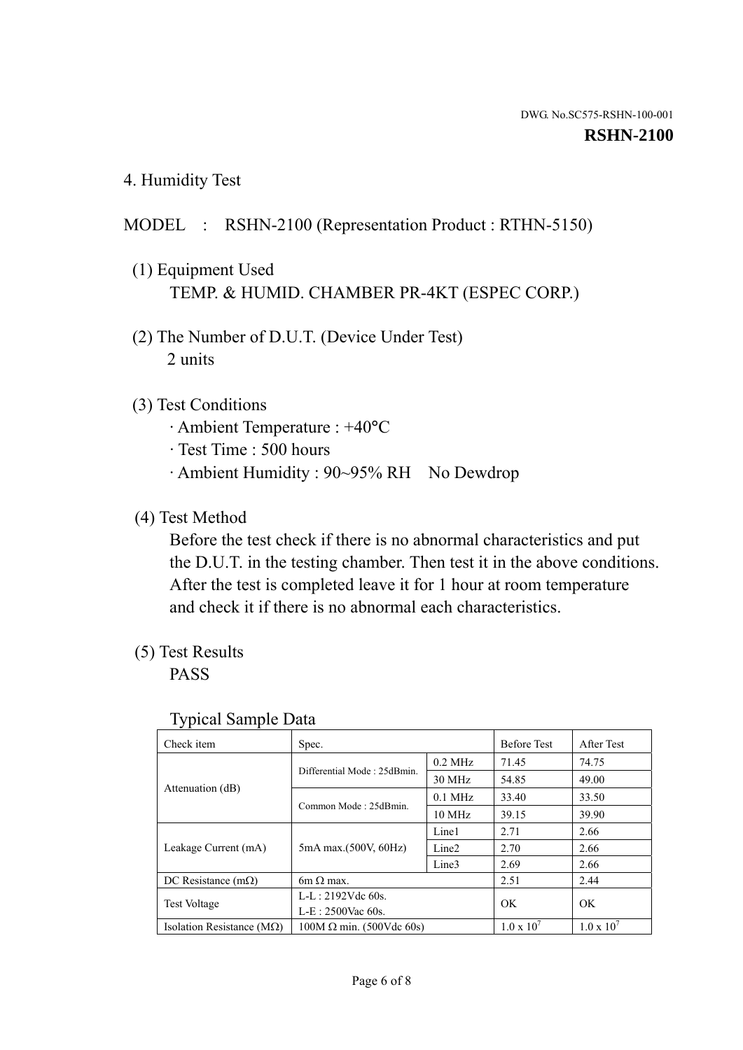DWG. No.SC575-RSHN-100-001

**RSHN-2100**

## 4. Humidity Test

MODEL : RSHN-2100 (Representation Product : RTHN-5150)

(1) Equipment Used
TEMP. & HUMID. CHAMBER PR-4KT (ESPEC CORP.)

(2) The Number of D.U.T. (Device Under Test)
2 units

(3) Test Conditions
· Ambient Temperature : +40°C
· Test Time : 500 hours
· Ambient Humidity : 90~95% RH No Dewdrop

(4) Test Method
Before the test check if there is no abnormal characteristics and put the D.U.T. in the testing chamber. Then test it in the above conditions. After the test is completed leave it for 1 hour at room temperature and check it if there is no abnormal each characteristics.

(5) Test Results
PASS

Typical Sample Data

| Check item | Spec. | | Before Test | After Test |
|---|---|---|---|---|
| Attenuation (dB) | Differential Mode : 25dBmin. | 0.2 MHz | 71.45 | 74.75 |
| | | 30 MHz | 54.85 | 49.00 |
| | Common Mode : 25dBmin. | 0.1 MHz | 33.40 | 33.50 |
| | | 10 MHz | 39.15 | 39.90 |
| Leakage Current (mA) | 5mA max.(500V, 60Hz) | Line1 | 2.71 | 2.66 |
| | | Line2 | 2.70 | 2.66 |
| | | Line3 | 2.69 | 2.66 |
| DC Resistance (mΩ) | 6m Ω max. | | 2.51 | 2.44 |
| Test Voltage | L-L : 2192Vdc 60s.<br>L-E : 2500Vac 60s. | | OK | OK |
| Isolation Resistance (MΩ) | 100M Ω min. (500Vdc 60s) | | $1.0 \times 10^7$ | $1.0 \times 10^7$ |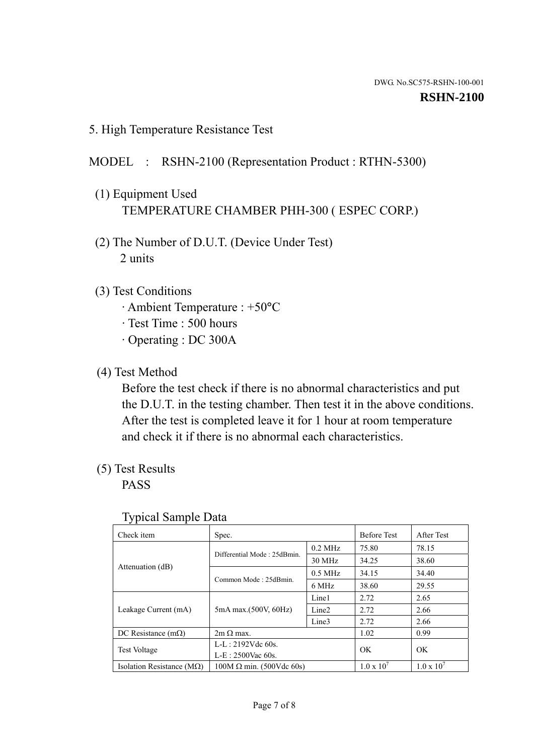DWG. No.SC575-RSHN-100-001

**RSHN-2100**

## 5. High Temperature Resistance Test

MODEL : RSHN-2100 (Representation Product : RTHN-5300)

(1) Equipment Used
TEMPERATURE CHAMBER PHH-300 ( ESPEC CORP.)

(2) The Number of D.U.T. (Device Under Test)
2 units

(3) Test Conditions
· Ambient Temperature : +50°C
· Test Time : 500 hours
· Operating : DC 300A

(4) Test Method
Before the test check if there is no abnormal characteristics and put the D.U.T. in the testing chamber. Then test it in the above conditions. After the test is completed leave it for 1 hour at room temperature and check it if there is no abnormal each characteristics.

(5) Test Results
PASS

Typical Sample Data

| Check item | Spec. | | Before Test | After Test |
|---|---|---|---|---|
| Attenuation (dB) | Differential Mode : 25dBmin. | 0.2 MHz | 75.80 | 78.15 |
| | | 30 MHz | 34.25 | 38.60 |
| | Common Mode : 25dBmin. | 0.5 MHz | 34.15 | 34.40 |
| | | 6 MHz | 38.60 | 29.55 |
| Leakage Current (mA) | 5mA max.(500V, 60Hz) | Line1 | 2.72 | 2.65 |
| | | Line2 | 2.72 | 2.66 |
| | | Line3 | 2.72 | 2.66 |
| DC Resistance (mΩ) | 2m Ω max. | | 1.02 | 0.99 |
| Test Voltage | L-L : 2192Vdc 60s.<br>L-E : 2500Vac 60s. | | OK | OK |
| Isolation Resistance (MΩ) | 100M Ω min. (500Vdc 60s) | | $1.0 \times 10^7$ | $1.0 \times 10^7$ |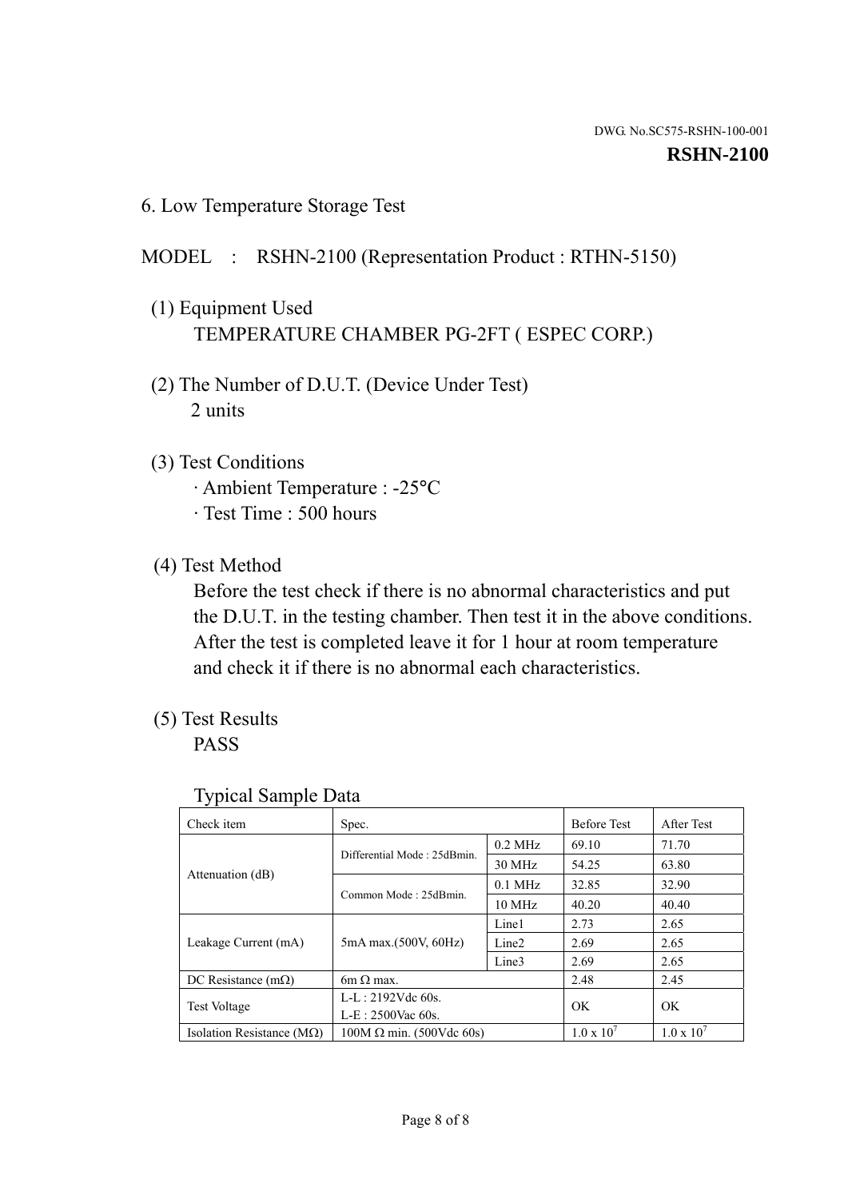DWG. No.SC575-RSHN-100-001

**RSHN-2100**

## 6. Low Temperature Storage Test

MODEL : RSHN-2100 (Representation Product : RTHN-5150)

(1) Equipment Used

TEMPERATURE CHAMBER PG-2FT ( ESPEC CORP.)

(2) The Number of D.U.T. (Device Under Test)

2 units

(3) Test Conditions

· Ambient Temperature : -25°C

· Test Time : 500 hours

(4) Test Method

Before the test check if there is no abnormal characteristics and put the D.U.T. in the testing chamber. Then test it in the above conditions. After the test is completed leave it for 1 hour at room temperature and check it if there is no abnormal each characteristics.

(5) Test Results

PASS

Typical Sample Data

| Check item | Spec. | | Before Test | After Test |
|---|---|---|---|---|
| Attenuation (dB) | Differential Mode : 25dBmin. | 0.2 MHz | 69.10 | 71.70 |
| | | 30 MHz | 54.25 | 63.80 |
| | Common Mode : 25dBmin. | 0.1 MHz | 32.85 | 32.90 |
| | | 10 MHz | 40.20 | 40.40 |
| Leakage Current (mA) | 5mA max.(500V, 60Hz) | Line1 | 2.73 | 2.65 |
| | | Line2 | 2.69 | 2.65 |
| | | Line3 | 2.69 | 2.65 |
| DC Resistance (mΩ) | 6m Ω max. | | 2.48 | 2.45 |
| Test Voltage | L-L : 2192Vdc 60s. L-E : 2500Vac 60s. | | OK | OK |
| Isolation Resistance (MΩ) | 100M Ω min. (500Vdc 60s) | | $1.0 \times 10^7$ | $1.0 \times 10^7$ |